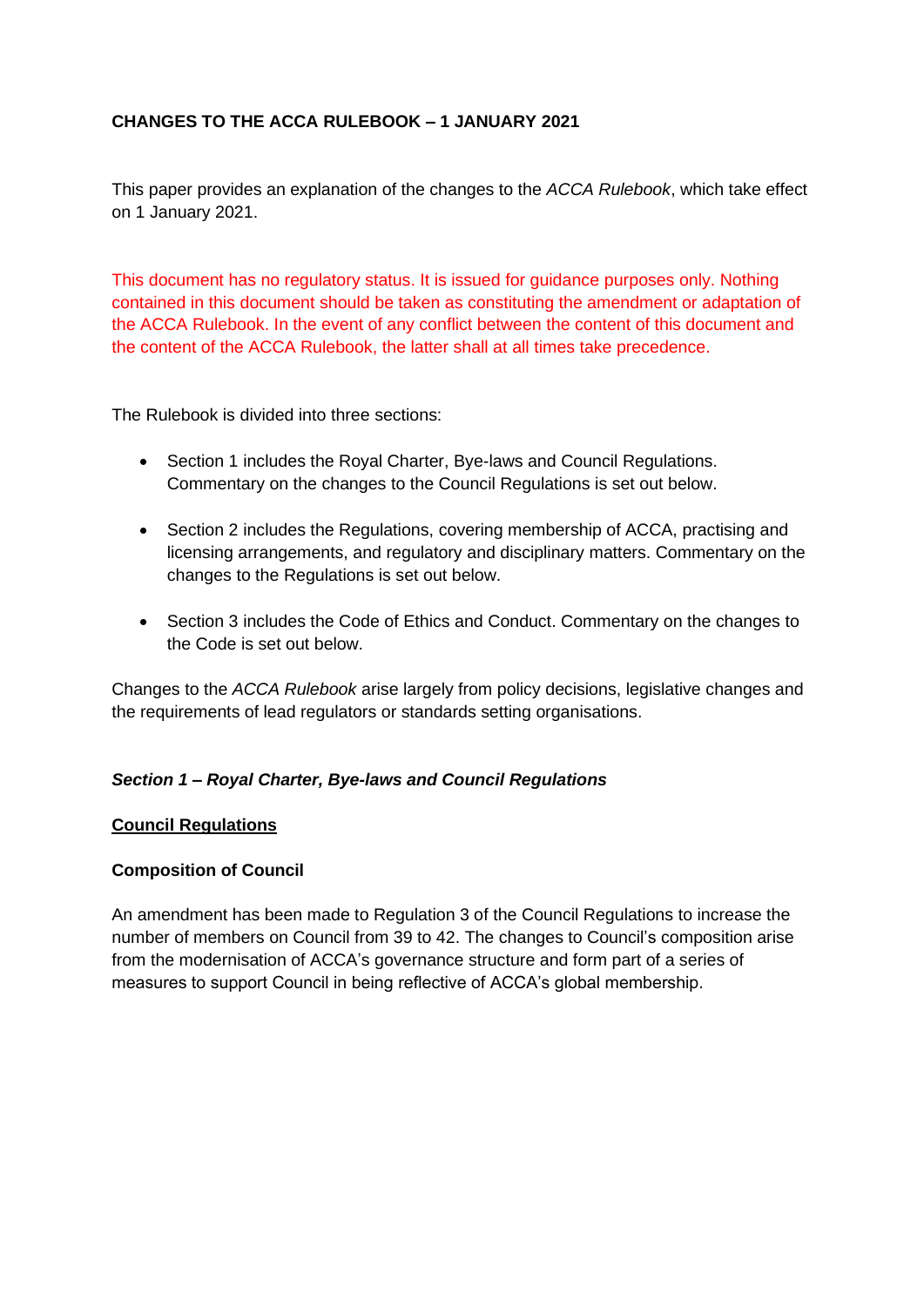# CHANGES TO THE ACCA RULEBOOK – 1 JANUARY 2021

This paper provides an explanation of the changes to the *ACCA Rulebook*, which take effect on 1 January 2021.

This document has no regulatory status. It is issued for guidance purposes only. Nothing contained in this document should be taken as constituting the amendment or adaptation of the ACCA Rulebook. In the event of any conflict between the content of this document and the content of the ACCA Rulebook, the latter shall at all times take precedence.

The Rulebook is divided into three sections:

- Section 1 includes the Royal Charter, Bye-laws and Council Regulations. Commentary on the changes to the Council Regulations is set out below.
- Section 2 includes the Regulations, covering membership of ACCA, practising and licensing arrangements, and regulatory and disciplinary matters. Commentary on the changes to the Regulations is set out below.
- Section 3 includes the Code of Ethics and Conduct. Commentary on the changes to the Code is set out below.

Changes to the *ACCA Rulebook* arise largely from policy decisions, legislative changes and the requirements of lead regulators or standards setting organisations.

## *Section 1 – Royal Charter, Bye-laws and Council Regulations*

### Council Regulations

#### Composition of Council

An amendment has been made to Regulation 3 of the Council Regulations to increase the number of members on Council from 39 to 42. The changes to Council's composition arise from the modernisation of ACCA's governance structure and form part of a series of measures to support Council in being reflective of ACCA's global membership.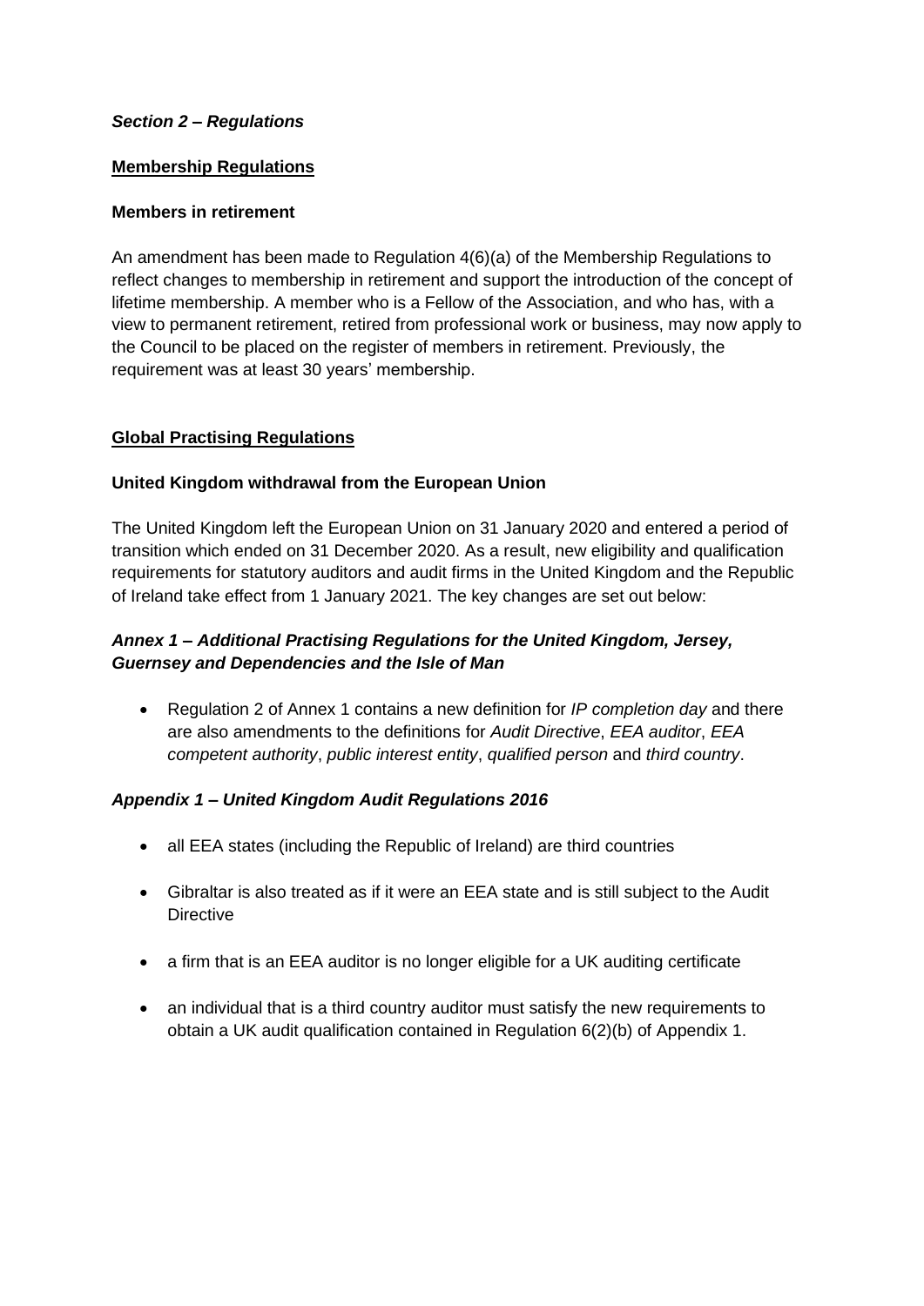***Section 2 – Regulations***

**<u>Membership Regulations</u>**

**Members in retirement**

An amendment has been made to Regulation 4(6)(a) of the Membership Regulations to reflect changes to membership in retirement and support the introduction of the concept of lifetime membership. A member who is a Fellow of the Association, and who has, with a view to permanent retirement, retired from professional work or business, may now apply to the Council to be placed on the register of members in retirement. Previously, the requirement was at least 30 years' membership.

**<u>Global Practising Regulations</u>**

**United Kingdom withdrawal from the European Union**

The United Kingdom left the European Union on 31 January 2020 and entered a period of transition which ended on 31 December 2020. As a result, new eligibility and qualification requirements for statutory auditors and audit firms in the United Kingdom and the Republic of Ireland take effect from 1 January 2021. The key changes are set out below:

***Annex 1 – Additional Practising Regulations for the United Kingdom, Jersey, Guernsey and Dependencies and the Isle of Man***

- Regulation 2 of Annex 1 contains a new definition for *IP completion day* and there are also amendments to the definitions for *Audit Directive*, *EEA auditor*, *EEA competent authority*, *public interest entity*, *qualified person* and *third country*.

***Appendix 1 – United Kingdom Audit Regulations 2016***

- all EEA states (including the Republic of Ireland) are third countries
- Gibraltar is also treated as if it were an EEA state and is still subject to the Audit Directive
- a firm that is an EEA auditor is no longer eligible for a UK auditing certificate
- an individual that is a third country auditor must satisfy the new requirements to obtain a UK audit qualification contained in Regulation 6(2)(b) of Appendix 1.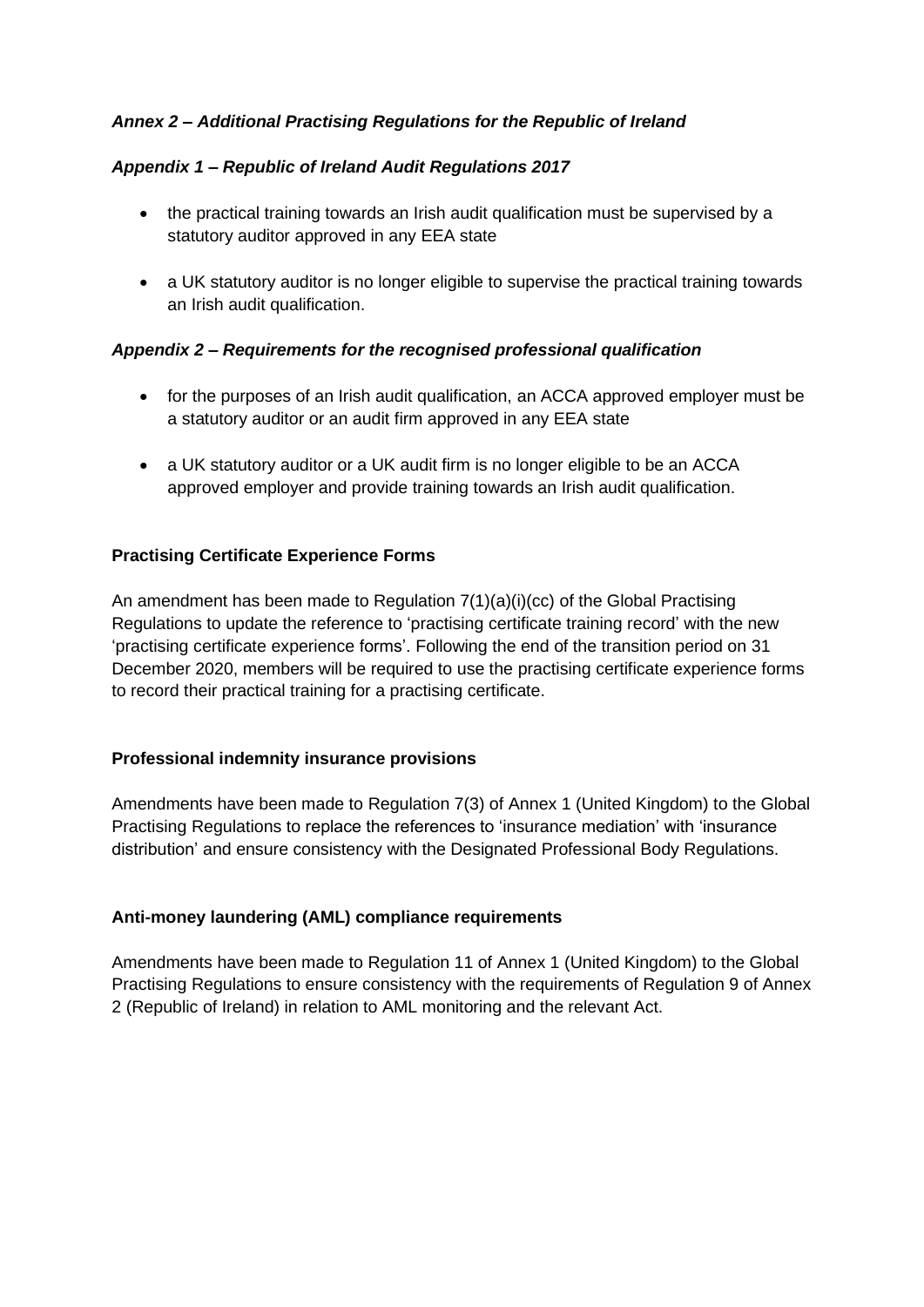***Annex 2 – Additional Practising Regulations for the Republic of Ireland***

***Appendix 1 – Republic of Ireland Audit Regulations 2017***

- the practical training towards an Irish audit qualification must be supervised by a statutory auditor approved in any EEA state
- a UK statutory auditor is no longer eligible to supervise the practical training towards an Irish audit qualification.

***Appendix 2 – Requirements for the recognised professional qualification***

- for the purposes of an Irish audit qualification, an ACCA approved employer must be a statutory auditor or an audit firm approved in any EEA state
- a UK statutory auditor or a UK audit firm is no longer eligible to be an ACCA approved employer and provide training towards an Irish audit qualification.

**Practising Certificate Experience Forms**

An amendment has been made to Regulation 7(1)(a)(i)(cc) of the Global Practising Regulations to update the reference to 'practising certificate training record' with the new 'practising certificate experience forms'. Following the end of the transition period on 31 December 2020, members will be required to use the practising certificate experience forms to record their practical training for a practising certificate.

**Professional indemnity insurance provisions**

Amendments have been made to Regulation 7(3) of Annex 1 (United Kingdom) to the Global Practising Regulations to replace the references to 'insurance mediation' with 'insurance distribution' and ensure consistency with the Designated Professional Body Regulations.

**Anti-money laundering (AML) compliance requirements**

Amendments have been made to Regulation 11 of Annex 1 (United Kingdom) to the Global Practising Regulations to ensure consistency with the requirements of Regulation 9 of Annex 2 (Republic of Ireland) in relation to AML monitoring and the relevant Act.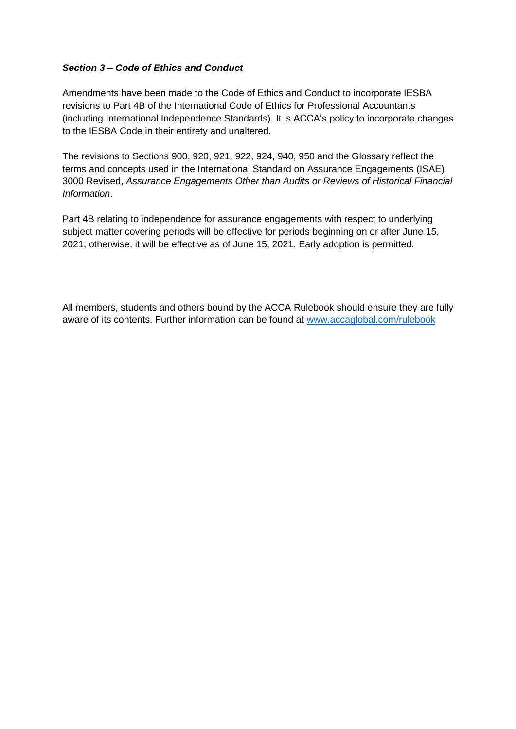***Section 3 – Code of Ethics and Conduct***

Amendments have been made to the Code of Ethics and Conduct to incorporate IESBA revisions to Part 4B of the International Code of Ethics for Professional Accountants (including International Independence Standards). It is ACCA's policy to incorporate changes to the IESBA Code in their entirety and unaltered.

The revisions to Sections 900, 920, 921, 922, 924, 940, 950 and the Glossary reflect the terms and concepts used in the International Standard on Assurance Engagements (ISAE) 3000 Revised, *Assurance Engagements Other than Audits or Reviews of Historical Financial Information*.

Part 4B relating to independence for assurance engagements with respect to underlying subject matter covering periods will be effective for periods beginning on or after June 15, 2021; otherwise, it will be effective as of June 15, 2021. Early adoption is permitted.

All members, students and others bound by the ACCA Rulebook should ensure they are fully aware of its contents. Further information can be found at [www.accaglobal.com/rulebook](http://www.accaglobal.com/rulebook)